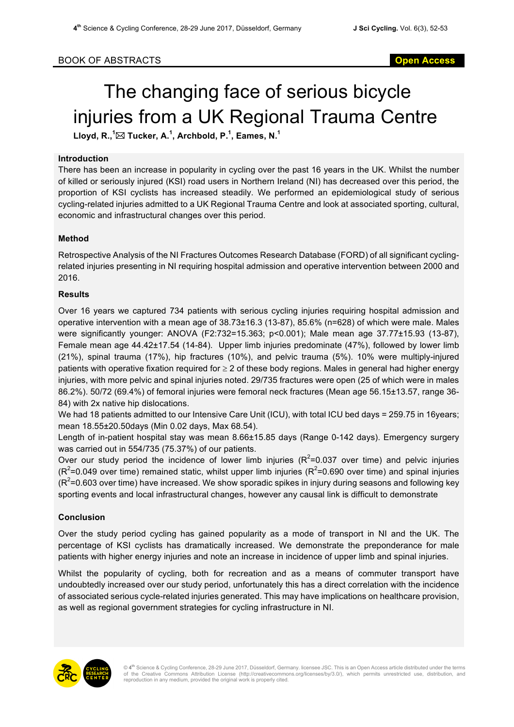BOOK OF ABSTRACTS

Open Access

# The changing face of serious bicycle injuries from a UK Regional Trauma Centre

**Lloyd, R.,[1] ✉ Tucker, A.[1], Archbold, P.[1], Eames, N.[1]**

### Introduction

There has been an increase in popularity in cycling over the past 16 years in the UK. Whilst the number of killed or seriously injured (KSI) road users in Northern Ireland (NI) has decreased over this period, the proportion of KSI cyclists has increased steadily. We performed an epidemiological study of serious cycling-related injuries admitted to a UK Regional Trauma Centre and look at associated sporting, cultural, economic and infrastructural changes over this period.

### Method

Retrospective Analysis of the NI Fractures Outcomes Research Database (FORD) of all significant cycling-related injuries presenting in NI requiring hospital admission and operative intervention between 2000 and 2016.

### Results

Over 16 years we captured 734 patients with serious cycling injuries requiring hospital admission and operative intervention with a mean age of 38.73±16.3 (13-87), 85.6% (n=628) of which were male. Males were significantly younger: ANOVA (F2:732=15.363; $p<0.001$); Male mean age 37.77±15.93 (13-87), Female mean age 44.42±17.54 (14-84). Upper limb injuries predominate (47%), followed by lower limb (21%), spinal trauma (17%), hip fractures (10%), and pelvic trauma (5%). 10% were multiply-injured patients with operative fixation required for ≥ 2 of these body regions. Males in general had higher energy injuries, with more pelvic and spinal injuries noted. 29/735 fractures were open (25 of which were in males 86.2%). 50/72 (69.4%) of femoral injuries were femoral neck fractures (Mean age 56.15±13.57, range 36-84) with 2x native hip dislocations.

We had 18 patients admitted to our Intensive Care Unit (ICU), with total ICU bed days = 259.75 in 16years; mean 18.55±20.50days (Min 0.02 days, Max 68.54).

Length of in-patient hospital stay was mean 8.66±15.85 days (Range 0-142 days). Emergency surgery was carried out in 554/735 (75.37%) of our patients.

Over our study period the incidence of lower limb injuries ($R^2$=0.037 over time) and pelvic injuries ($R^2$=0.049 over time) remained static, whilst upper limb injuries ($R^2$=0.690 over time) and spinal injuries ($R^2$=0.603 over time) have increased. We show sporadic spikes in injury during seasons and following key sporting events and local infrastructural changes, however any causal link is difficult to demonstrate

### Conclusion

Over the study period cycling has gained popularity as a mode of transport in NI and the UK. The percentage of KSI cyclists has dramatically increased. We demonstrate the preponderance for male patients with higher energy injuries and note an increase in incidence of upper limb and spinal injuries.

Whilst the popularity of cycling, both for recreation and as a means of commuter transport have undoubtedly increased over our study period, unfortunately this has a direct correlation with the incidence of associated serious cycle-related injuries generated. This may have implications on healthcare provision, as well as regional government strategies for cycling infrastructure in NI.

© 4th Science & Cycling Conference, 28-29 June 2017, Düsseldorf, Germany. licensee JSC. This is an Open Access article distributed under the terms of the Creative Commons Attribution License (http://creativecommons.org/licenses/by/3.0/), which permits unrestricted use, distribution, and reproduction in any medium, provided the original work is properly cited.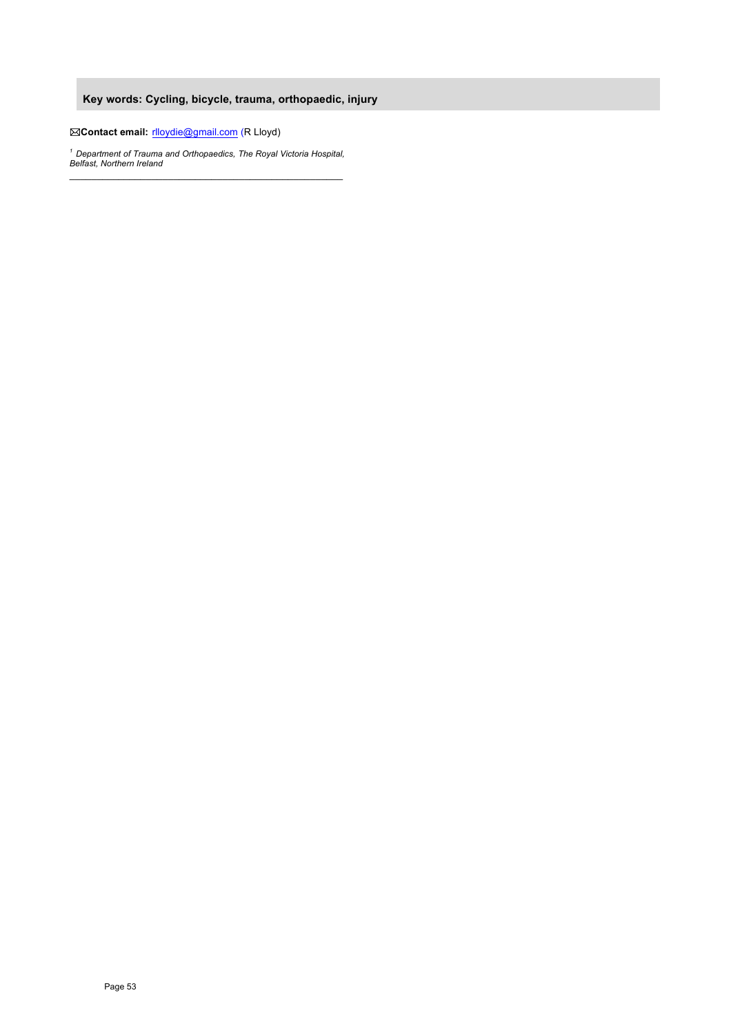**Key words: Cycling, bicycle, trauma, orthopaedic, injury**

✉**Contact email:** rlloydie@gmail.com (R Lloyd)

[1] *Department of Trauma and Orthopaedics, The Royal Victoria Hospital, Belfast, Northern Ireland*